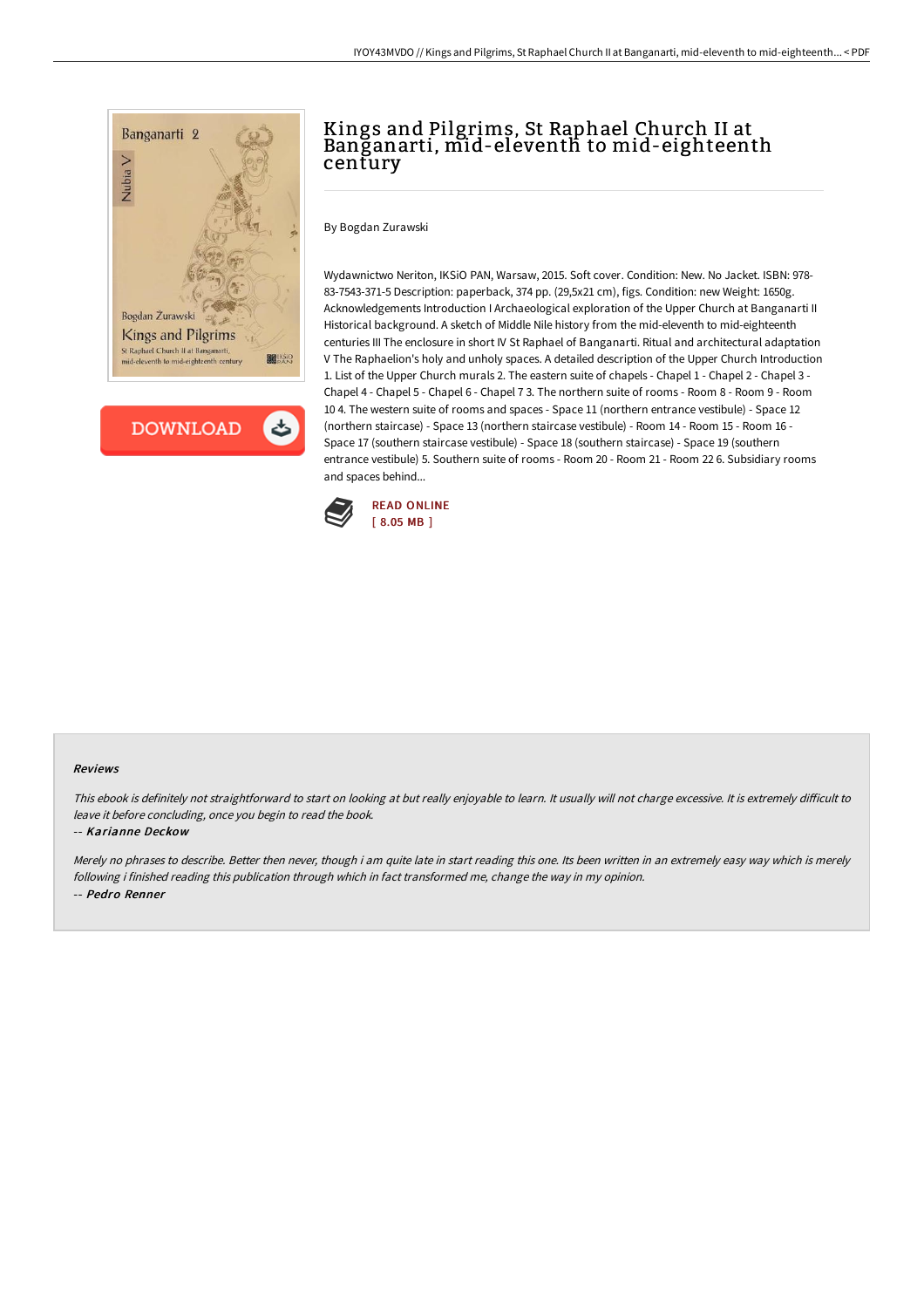# Kings and Pilgrims, St Raphael Church II at Banganarti, mid-eleventh to mid-eighteenth century

By Bogdan Zurawski

Wydawnictwo Neriton, IKSiO PAN, Warsaw, 2015. Soft cover. Condition: New. No Jacket. ISBN: 978-83-7543-371-5 Description: paperback, 374 pp. (29,5x21 cm), figs. Condition: new Weight: 1650g. Acknowledgements Introduction I Archaeological exploration of the Upper Church at Banganarti II Historical background. A sketch of Middle Nile history from the mid-eleventh to mid-eighteenth centuries III The enclosure in short IV St Raphael of Banganarti. Ritual and architectural adaptation V The Raphaelion's holy and unholy spaces. A detailed description of the Upper Church Introduction 1. List of the Upper Church murals 2. The eastern suite of chapels - Chapel 1 - Chapel 2 - Chapel 3 - Chapel 4 - Chapel 5 - Chapel 6 - Chapel 7 3. The northern suite of rooms - Room 8 - Room 9 - Room 10 4. The western suite of rooms and spaces - Space 11 (northern entrance vestibule) - Space 12 (northern staircase) - Space 13 (northern staircase vestibule) - Room 14 - Room 15 - Room 16 - Space 17 (southern staircase vestibule) - Space 18 (southern staircase) - Space 19 (southern entrance vestibule) 5. Southern suite of rooms - Room 20 - Room 21 - Room 22 6. Subsidiary rooms and spaces behind...

READ ONLINE
[ 8.05 MB ]

#### Reviews

*This ebook is definitely not straightforward to start on looking at but really enjoyable to learn. It usually will not charge excessive. It is extremely difficult to leave it before concluding, once you begin to read the book.*

-- *Karianne Deckow*

*Merely no phrases to describe. Better then never, though i am quite late in start reading this one. Its been written in an extremely easy way which is merely following i finished reading this publication through which in fact transformed me, change the way in my opinion.*

-- *Pedro Renner*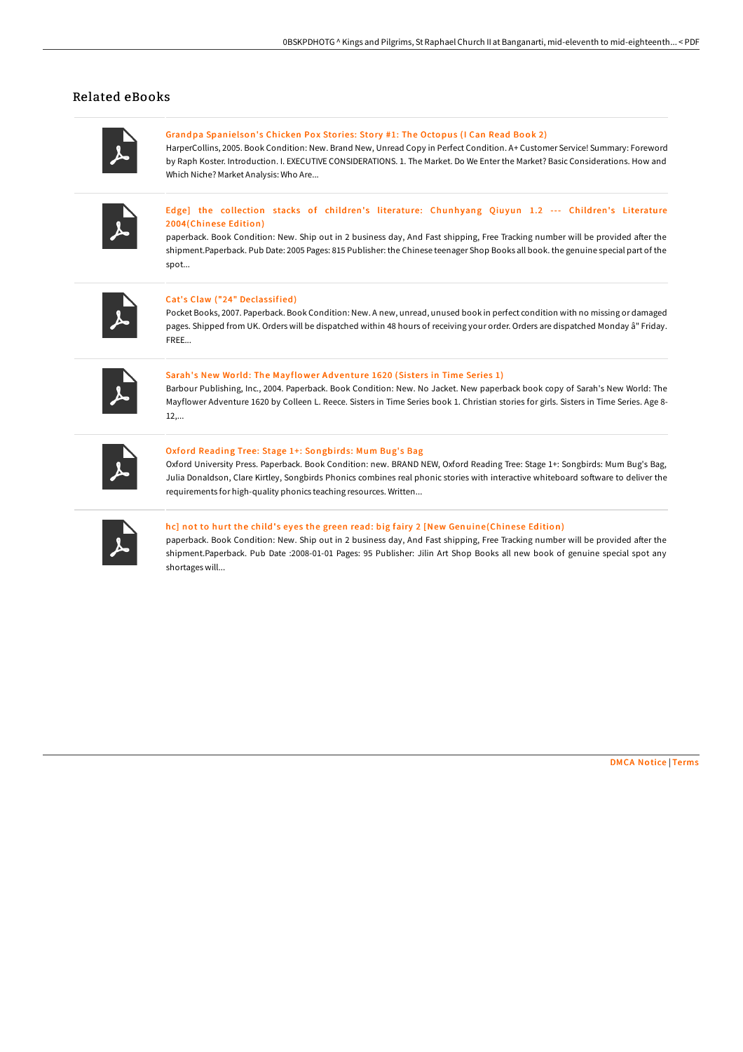## Related eBooks

### Grandpa Spanielson's Chicken Pox Stories: Story #1: The Octopus (I Can Read Book 2)

HarperCollins, 2005. Book Condition: New. Brand New, Unread Copy in Perfect Condition. A+ Customer Service! Summary: Foreword by Raph Koster. Introduction. I. EXECUTIVE CONSIDERATIONS. 1. The Market. Do We Enter the Market? Basic Considerations. How and Which Niche? Market Analysis: Who Are...

### Edge] the collection stacks of children's literature: Chunhyang Qiuyun 1.2 --- Children's Literature 2004(Chinese Edition)

paperback. Book Condition: New. Ship out in 2 business day, And Fast shipping, Free Tracking number will be provided after the shipment.Paperback. Pub Date: 2005 Pages: 815 Publisher: the Chinese teenager Shop Books all book. the genuine special part of the spot...

### Cat's Claw ("24" Declassified)

Pocket Books, 2007. Paperback. Book Condition: New. A new, unread, unused book in perfect condition with no missing or damaged pages. Shipped from UK. Orders will be dispatched within 48 hours of receiving your order. Orders are dispatched Monday â" Friday. FREE...

### Sarah's New World: The Mayflower Adventure 1620 (Sisters in Time Series 1)

Barbour Publishing, Inc., 2004. Paperback. Book Condition: New. No Jacket. New paperback book copy of Sarah's New World: The Mayflower Adventure 1620 by Colleen L. Reece. Sisters in Time Series book 1. Christian stories for girls. Sisters in Time Series. Age 8-12,...

### Oxford Reading Tree: Stage 1+: Songbirds: Mum Bug's Bag

Oxford University Press. Paperback. Book Condition: new. BRAND NEW, Oxford Reading Tree: Stage 1+: Songbirds: Mum Bug's Bag, Julia Donaldson, Clare Kirtley, Songbirds Phonics combines real phonic stories with interactive whiteboard software to deliver the requirements for high-quality phonics teaching resources. Written...

### hc] not to hurt the child's eyes the green read: big fairy 2 [New Genuine(Chinese Edition)

paperback. Book Condition: New. Ship out in 2 business day, And Fast shipping, Free Tracking number will be provided after the shipment.Paperback. Pub Date :2008-01-01 Pages: 95 Publisher: Jilin Art Shop Books all new book of genuine special spot any shortages will...